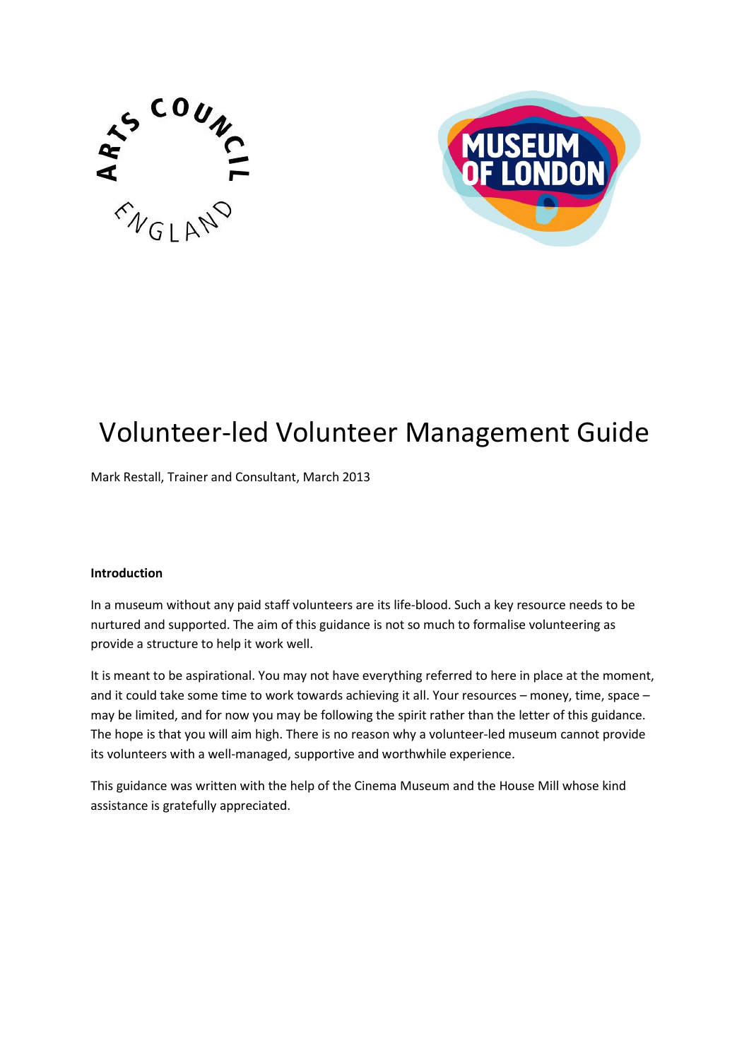# Volunteer-led Volunteer Management Guide

Mark Restall, Trainer and Consultant, March 2013

**Introduction**

In a museum without any paid staff volunteers are its life-blood. Such a key resource needs to be nurtured and supported. The aim of this guidance is not so much to formalise volunteering as provide a structure to help it work well.

It is meant to be aspirational. You may not have everything referred to here in place at the moment, and it could take some time to work towards achieving it all. Your resources – money, time, space – may be limited, and for now you may be following the spirit rather than the letter of this guidance. The hope is that you will aim high. There is no reason why a volunteer-led museum cannot provide its volunteers with a well-managed, supportive and worthwhile experience.

This guidance was written with the help of the Cinema Museum and the House Mill whose kind assistance is gratefully appreciated.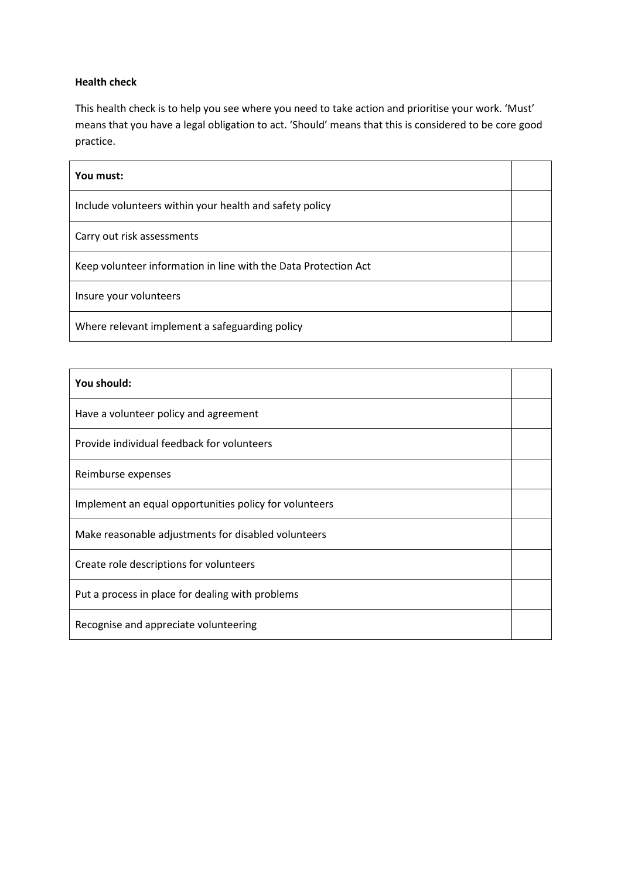**Health check**

This health check is to help you see where you need to take action and prioritise your work. 'Must' means that you have a legal obligation to act. 'Should' means that this is considered to be core good practice.

| You must: | |
|---|---|
| Include volunteers within your health and safety policy | |
| Carry out risk assessments | |
| Keep volunteer information in line with the Data Protection Act | |
| Insure your volunteers | |
| Where relevant implement a safeguarding policy | |

| You should: | |
|---|---|
| Have a volunteer policy and agreement | |
| Provide individual feedback for volunteers | |
| Reimburse expenses | |
| Implement an equal opportunities policy for volunteers | |
| Make reasonable adjustments for disabled volunteers | |
| Create role descriptions for volunteers | |
| Put a process in place for dealing with problems | |
| Recognise and appreciate volunteering | |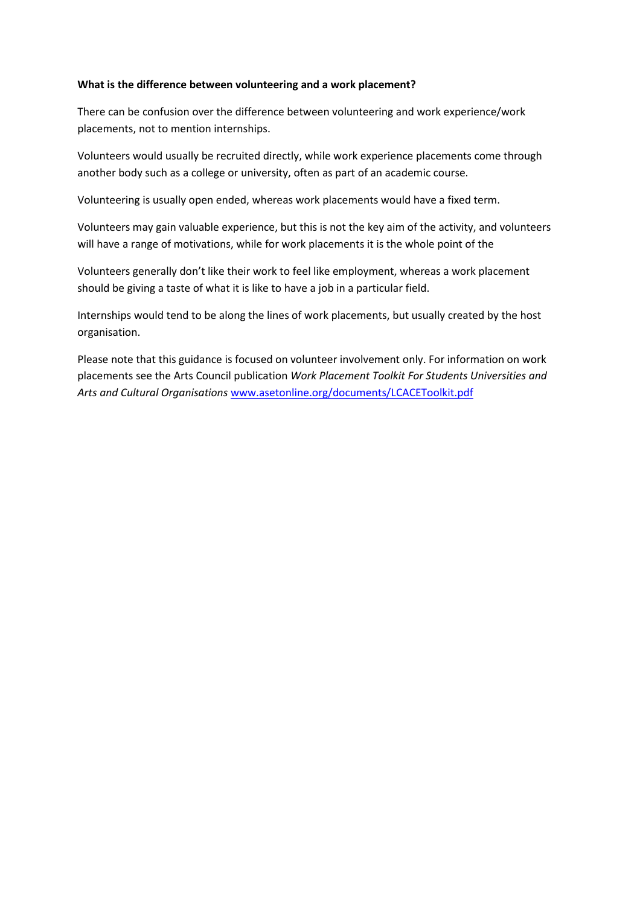**What is the difference between volunteering and a work placement?**

There can be confusion over the difference between volunteering and work experience/work placements, not to mention internships.

Volunteers would usually be recruited directly, while work experience placements come through another body such as a college or university, often as part of an academic course.

Volunteering is usually open ended, whereas work placements would have a fixed term.

Volunteers may gain valuable experience, but this is not the key aim of the activity, and volunteers will have a range of motivations, while for work placements it is the whole point of the

Volunteers generally don't like their work to feel like employment, whereas a work placement should be giving a taste of what it is like to have a job in a particular field.

Internships would tend to be along the lines of work placements, but usually created by the host organisation.

Please note that this guidance is focused on volunteer involvement only. For information on work placements see the Arts Council publication *Work Placement Toolkit For Students Universities and Arts and Cultural Organisations* [www.asetonline.org/documents/LCACEToolkit.pdf](www.asetonline.org/documents/LCACEToolkit.pdf)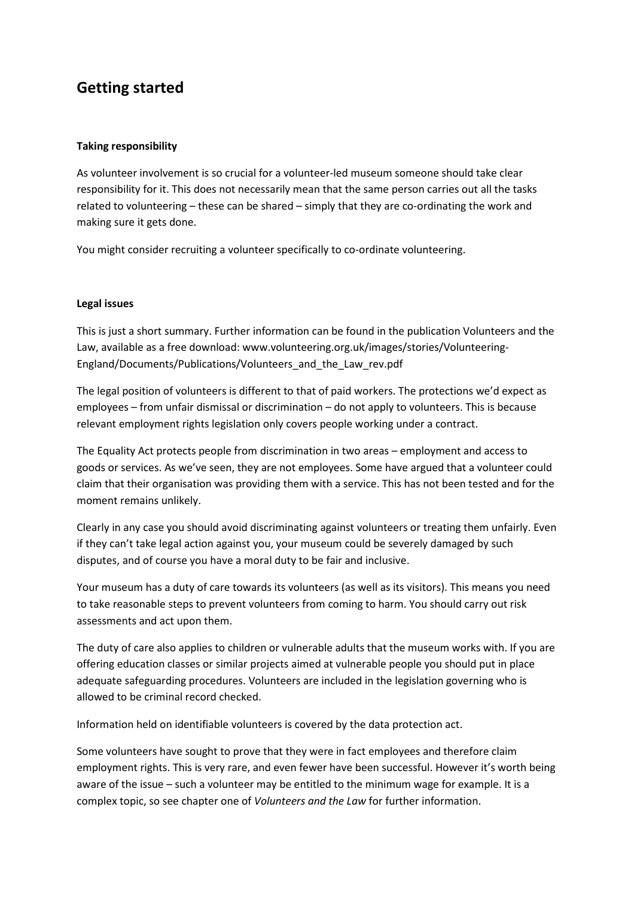## Getting started

**Taking responsibility**

As volunteer involvement is so crucial for a volunteer-led museum someone should take clear responsibility for it. This does not necessarily mean that the same person carries out all the tasks related to volunteering – these can be shared – simply that they are co-ordinating the work and making sure it gets done.

You might consider recruiting a volunteer specifically to co-ordinate volunteering.

**Legal issues**

This is just a short summary. Further information can be found in the publication Volunteers and the Law, available as a free download: www.volunteering.org.uk/images/stories/Volunteering-England/Documents/Publications/Volunteers_and_the_Law_rev.pdf

The legal position of volunteers is different to that of paid workers. The protections we'd expect as employees – from unfair dismissal or discrimination – do not apply to volunteers. This is because relevant employment rights legislation only covers people working under a contract.

The Equality Act protects people from discrimination in two areas – employment and access to goods or services. As we've seen, they are not employees. Some have argued that a volunteer could claim that their organisation was providing them with a service. This has not been tested and for the moment remains unlikely.

Clearly in any case you should avoid discriminating against volunteers or treating them unfairly. Even if they can't take legal action against you, your museum could be severely damaged by such disputes, and of course you have a moral duty to be fair and inclusive.

Your museum has a duty of care towards its volunteers (as well as its visitors). This means you need to take reasonable steps to prevent volunteers from coming to harm. You should carry out risk assessments and act upon them.

The duty of care also applies to children or vulnerable adults that the museum works with. If you are offering education classes or similar projects aimed at vulnerable people you should put in place adequate safeguarding procedures. Volunteers are included in the legislation governing who is allowed to be criminal record checked.

Information held on identifiable volunteers is covered by the data protection act.

Some volunteers have sought to prove that they were in fact employees and therefore claim employment rights. This is very rare, and even fewer have been successful. However it's worth being aware of the issue – such a volunteer may be entitled to the minimum wage for example. It is a complex topic, so see chapter one of *Volunteers and the Law* for further information.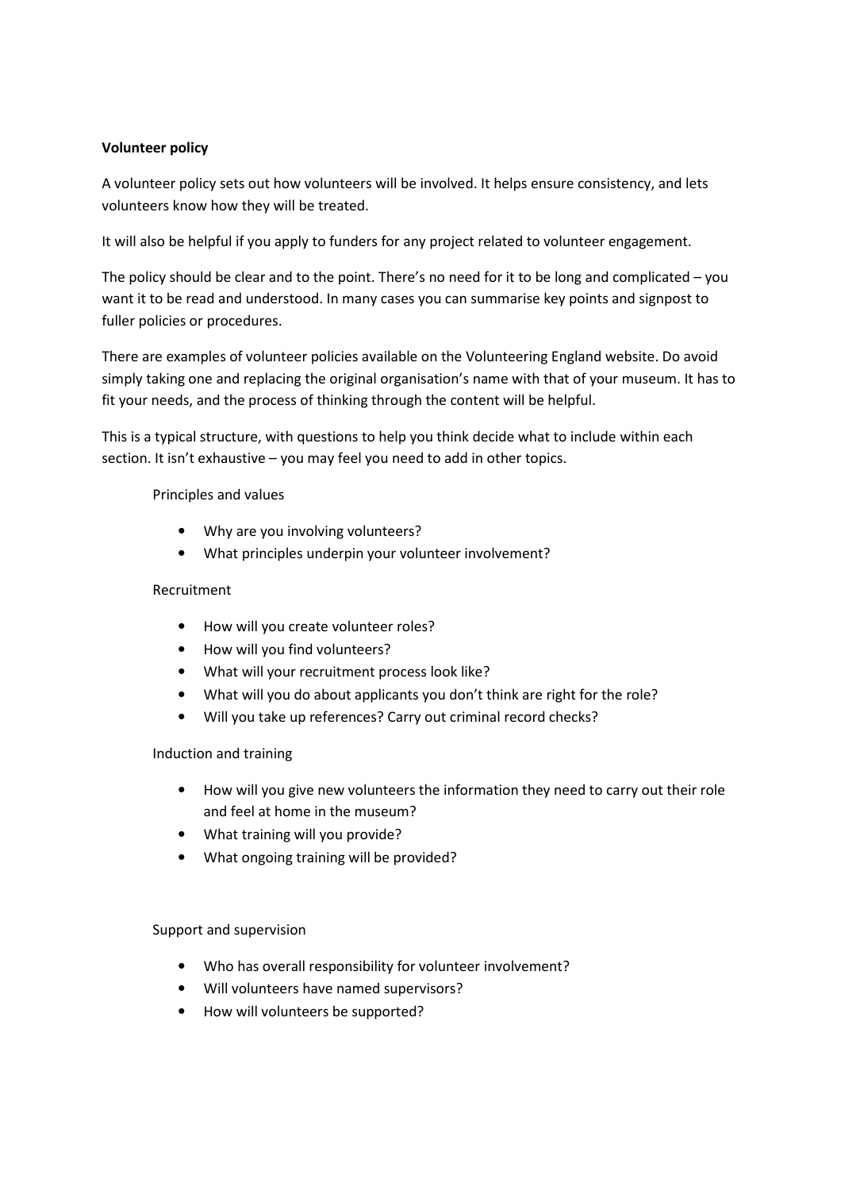**Volunteer policy**

A volunteer policy sets out how volunteers will be involved. It helps ensure consistency, and lets volunteers know how they will be treated.

It will also be helpful if you apply to funders for any project related to volunteer engagement.

The policy should be clear and to the point. There's no need for it to be long and complicated – you want it to be read and understood. In many cases you can summarise key points and signpost to fuller policies or procedures.

There are examples of volunteer policies available on the Volunteering England website. Do avoid simply taking one and replacing the original organisation's name with that of your museum. It has to fit your needs, and the process of thinking through the content will be helpful.

This is a typical structure, with questions to help you think decide what to include within each section. It isn't exhaustive – you may feel you need to add in other topics.

Principles and values

- Why are you involving volunteers?
- What principles underpin your volunteer involvement?

Recruitment

- How will you create volunteer roles?
- How will you find volunteers?
- What will your recruitment process look like?
- What will you do about applicants you don't think are right for the role?
- Will you take up references? Carry out criminal record checks?

Induction and training

- How will you give new volunteers the information they need to carry out their role and feel at home in the museum?
- What training will you provide?
- What ongoing training will be provided?

Support and supervision

- Who has overall responsibility for volunteer involvement?
- Will volunteers have named supervisors?
- How will volunteers be supported?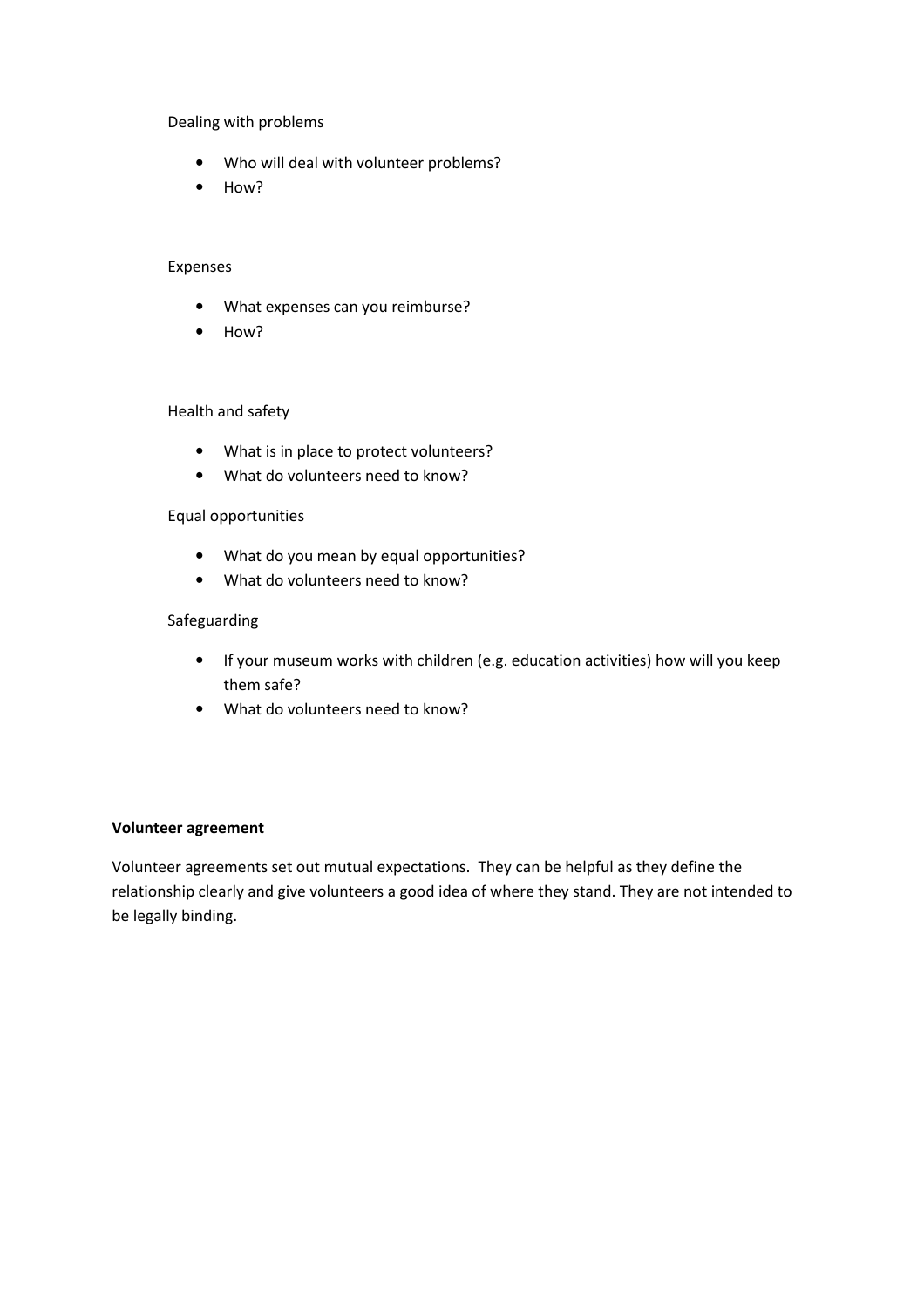Dealing with problems

- Who will deal with volunteer problems?
- How?

Expenses

- What expenses can you reimburse?
- How?

Health and safety

- What is in place to protect volunteers?
- What do volunteers need to know?

Equal opportunities

- What do you mean by equal opportunities?
- What do volunteers need to know?

Safeguarding

- If your museum works with children (e.g. education activities) how will you keep them safe?
- What do volunteers need to know?

**Volunteer agreement**

Volunteer agreements set out mutual expectations. They can be helpful as they define the relationship clearly and give volunteers a good idea of where they stand. They are not intended to be legally binding.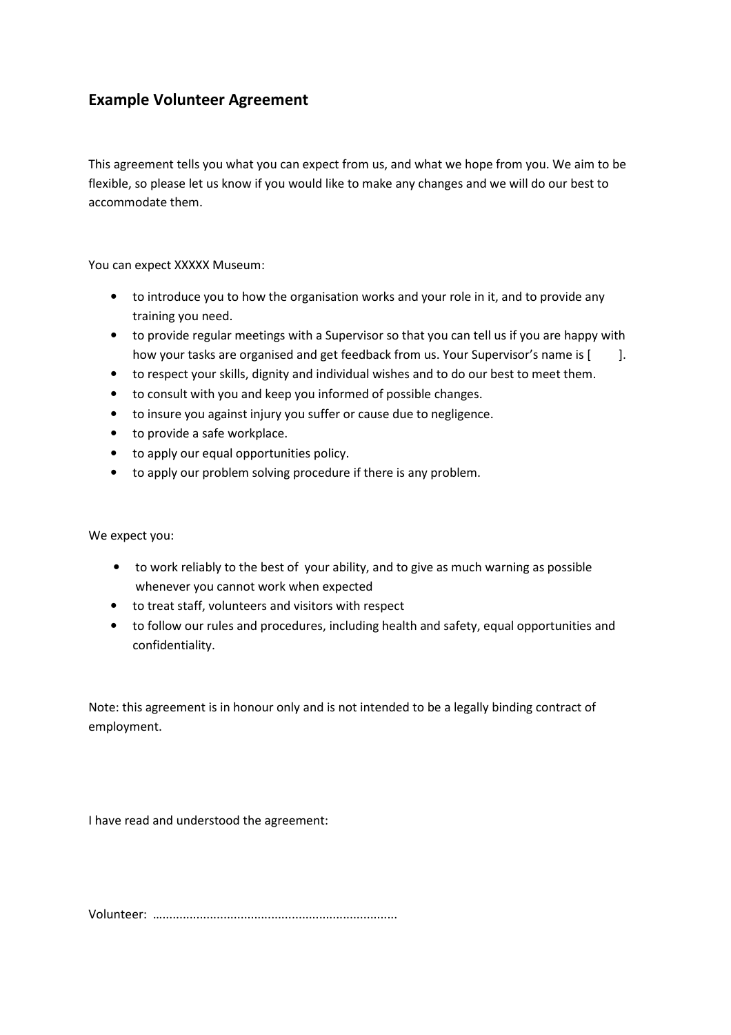## Example Volunteer Agreement

This agreement tells you what you can expect from us, and what we hope from you. We aim to be flexible, so please let us know if you would like to make any changes and we will do our best to accommodate them.

You can expect XXXXX Museum:

- to introduce you to how the organisation works and your role in it, and to provide any training you need.
- to provide regular meetings with a Supervisor so that you can tell us if you are happy with how your tasks are organised and get feedback from us. Your Supervisor's name is [ ].
- to respect your skills, dignity and individual wishes and to do our best to meet them.
- to consult with you and keep you informed of possible changes.
- to insure you against injury you suffer or cause due to negligence.
- to provide a safe workplace.
- to apply our equal opportunities policy.
- to apply our problem solving procedure if there is any problem.

We expect you:

- to work reliably to the best of your ability, and to give as much warning as possible whenever you cannot work when expected
- to treat staff, volunteers and visitors with respect
- to follow our rules and procedures, including health and safety, equal opportunities and confidentiality.

Note: this agreement is in honour only and is not intended to be a legally binding contract of employment.

I have read and understood the agreement:

Volunteer: ……………………………………………………………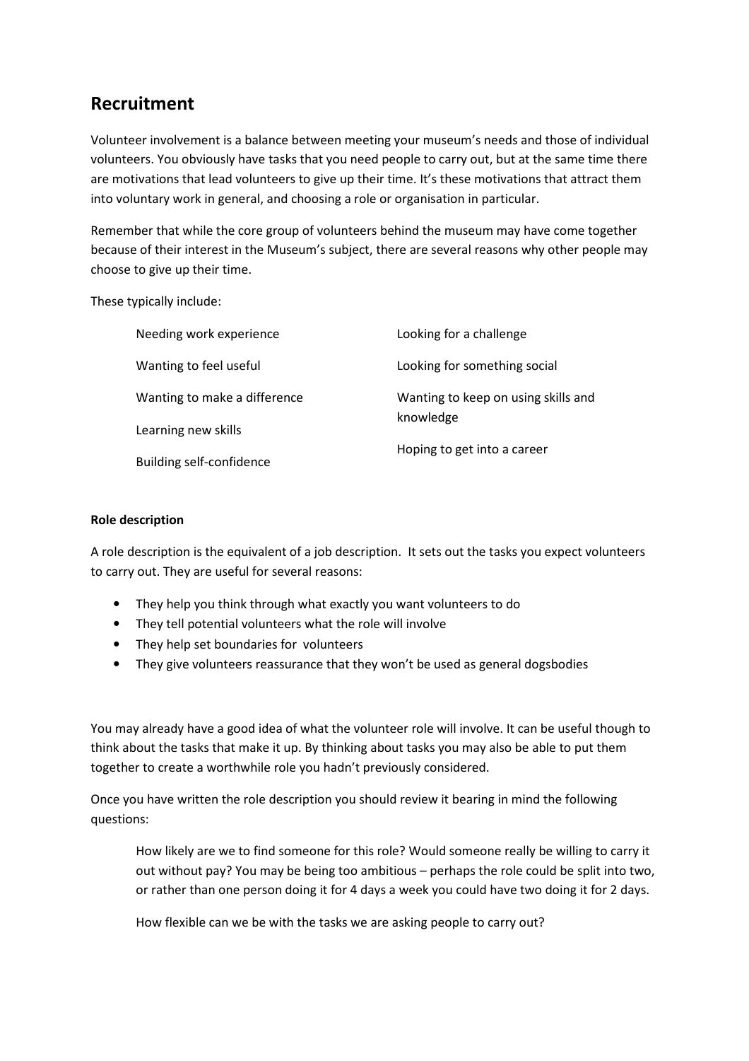## Recruitment

Volunteer involvement is a balance between meeting your museum's needs and those of individual volunteers. You obviously have tasks that you need people to carry out, but at the same time there are motivations that lead volunteers to give up their time. It's these motivations that attract them into voluntary work in general, and choosing a role or organisation in particular.

Remember that while the core group of volunteers behind the museum may have come together because of their interest in the Museum's subject, there are several reasons why other people may choose to give up their time.

These typically include:

- Needing work experience
- Wanting to feel useful
- Wanting to make a difference
- Learning new skills
- Building self-confidence
- Looking for a challenge
- Looking for something social
- Wanting to keep on using skills and knowledge
- Hoping to get into a career

**Role description**

A role description is the equivalent of a job description. It sets out the tasks you expect volunteers to carry out. They are useful for several reasons:

- They help you think through what exactly you want volunteers to do
- They tell potential volunteers what the role will involve
- They help set boundaries for volunteers
- They give volunteers reassurance that they won't be used as general dogsbodies

You may already have a good idea of what the volunteer role will involve. It can be useful though to think about the tasks that make it up. By thinking about tasks you may also be able to put them together to create a worthwhile role you hadn't previously considered.

Once you have written the role description you should review it bearing in mind the following questions:

> How likely are we to find someone for this role? Would someone really be willing to carry it out without pay? You may be being too ambitious – perhaps the role could be split into two, or rather than one person doing it for 4 days a week you could have two doing it for 2 days.
>
> How flexible can we be with the tasks we are asking people to carry out?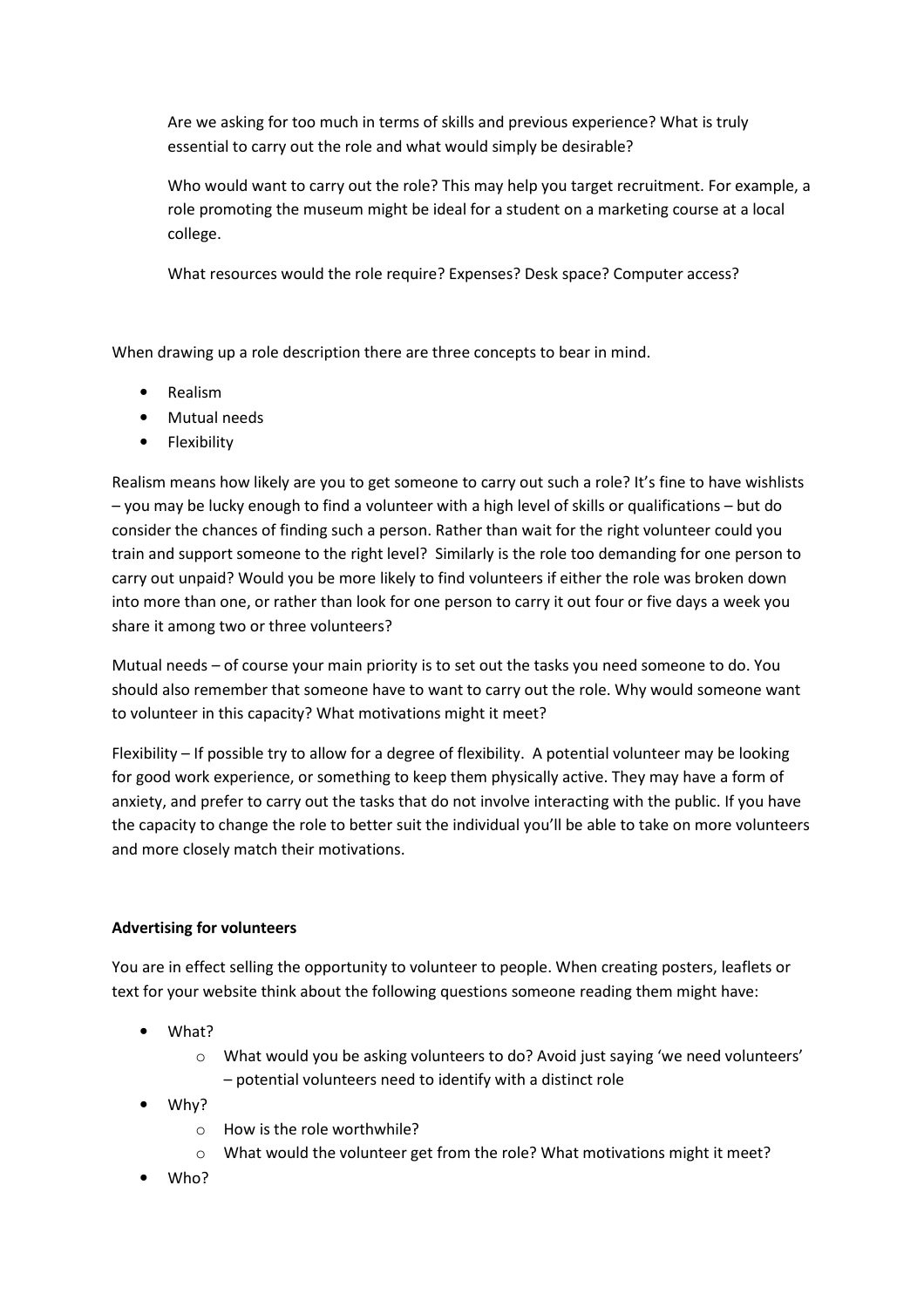Are we asking for too much in terms of skills and previous experience? What is truly essential to carry out the role and what would simply be desirable?

Who would want to carry out the role? This may help you target recruitment. For example, a role promoting the museum might be ideal for a student on a marketing course at a local college.

What resources would the role require? Expenses? Desk space? Computer access?

When drawing up a role description there are three concepts to bear in mind.

- Realism
- Mutual needs
- Flexibility

Realism means how likely are you to get someone to carry out such a role? It's fine to have wishlists – you may be lucky enough to find a volunteer with a high level of skills or qualifications – but do consider the chances of finding such a person. Rather than wait for the right volunteer could you train and support someone to the right level? Similarly is the role too demanding for one person to carry out unpaid? Would you be more likely to find volunteers if either the role was broken down into more than one, or rather than look for one person to carry it out four or five days a week you share it among two or three volunteers?

Mutual needs – of course your main priority is to set out the tasks you need someone to do. You should also remember that someone have to want to carry out the role. Why would someone want to volunteer in this capacity? What motivations might it meet?

Flexibility – If possible try to allow for a degree of flexibility. A potential volunteer may be looking for good work experience, or something to keep them physically active. They may have a form of anxiety, and prefer to carry out the tasks that do not involve interacting with the public. If you have the capacity to change the role to better suit the individual you'll be able to take on more volunteers and more closely match their motivations.

**Advertising for volunteers**

You are in effect selling the opportunity to volunteer to people. When creating posters, leaflets or text for your website think about the following questions someone reading them might have:

- What?
  - What would you be asking volunteers to do? Avoid just saying 'we need volunteers' – potential volunteers need to identify with a distinct role
- Why?
  - How is the role worthwhile?
  - What would the volunteer get from the role? What motivations might it meet?
- Who?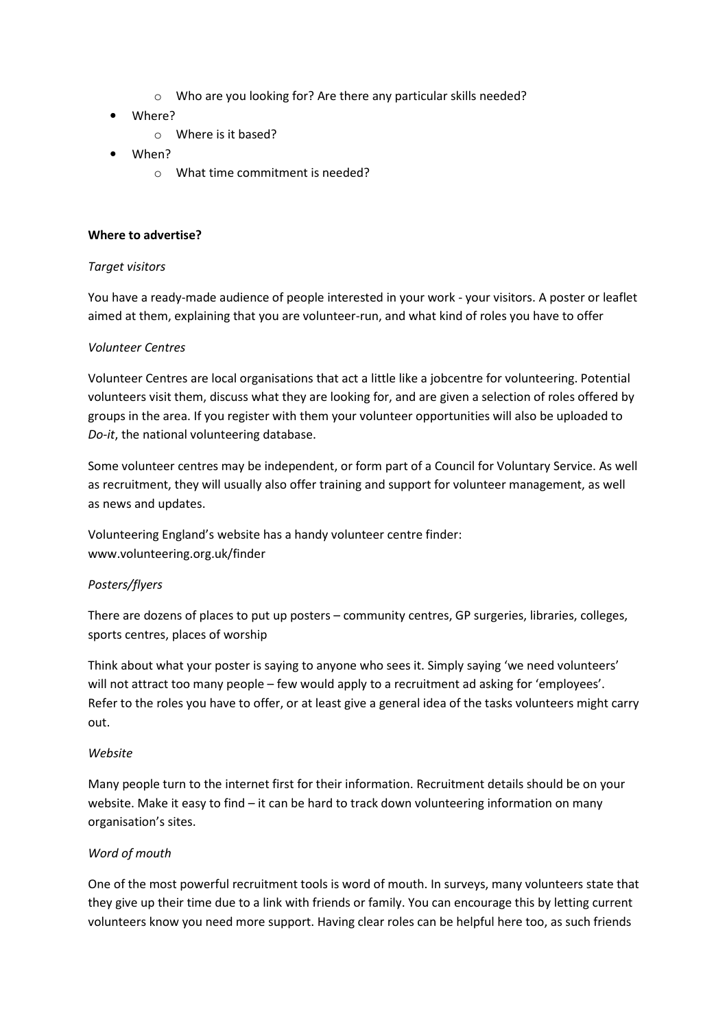- Who are you looking for? Are there any particular skills needed?
- Where?
    - Where is it based?
- When?
    - What time commitment is needed?

**Where to advertise?**

*Target visitors*

You have a ready-made audience of people interested in your work - your visitors. A poster or leaflet aimed at them, explaining that you are volunteer-run, and what kind of roles you have to offer

*Volunteer Centres*

Volunteer Centres are local organisations that act a little like a jobcentre for volunteering. Potential volunteers visit them, discuss what they are looking for, and are given a selection of roles offered by groups in the area. If you register with them your volunteer opportunities will also be uploaded to *Do-it*, the national volunteering database.

Some volunteer centres may be independent, or form part of a Council for Voluntary Service. As well as recruitment, they will usually also offer training and support for volunteer management, as well as news and updates.

Volunteering England's website has a handy volunteer centre finder: www.volunteering.org.uk/finder

*Posters/flyers*

There are dozens of places to put up posters – community centres, GP surgeries, libraries, colleges, sports centres, places of worship

Think about what your poster is saying to anyone who sees it. Simply saying 'we need volunteers' will not attract too many people – few would apply to a recruitment ad asking for 'employees'. Refer to the roles you have to offer, or at least give a general idea of the tasks volunteers might carry out.

*Website*

Many people turn to the internet first for their information. Recruitment details should be on your website. Make it easy to find – it can be hard to track down volunteering information on many organisation's sites.

*Word of mouth*

One of the most powerful recruitment tools is word of mouth. In surveys, many volunteers state that they give up their time due to a link with friends or family. You can encourage this by letting current volunteers know you need more support. Having clear roles can be helpful here too, as such friends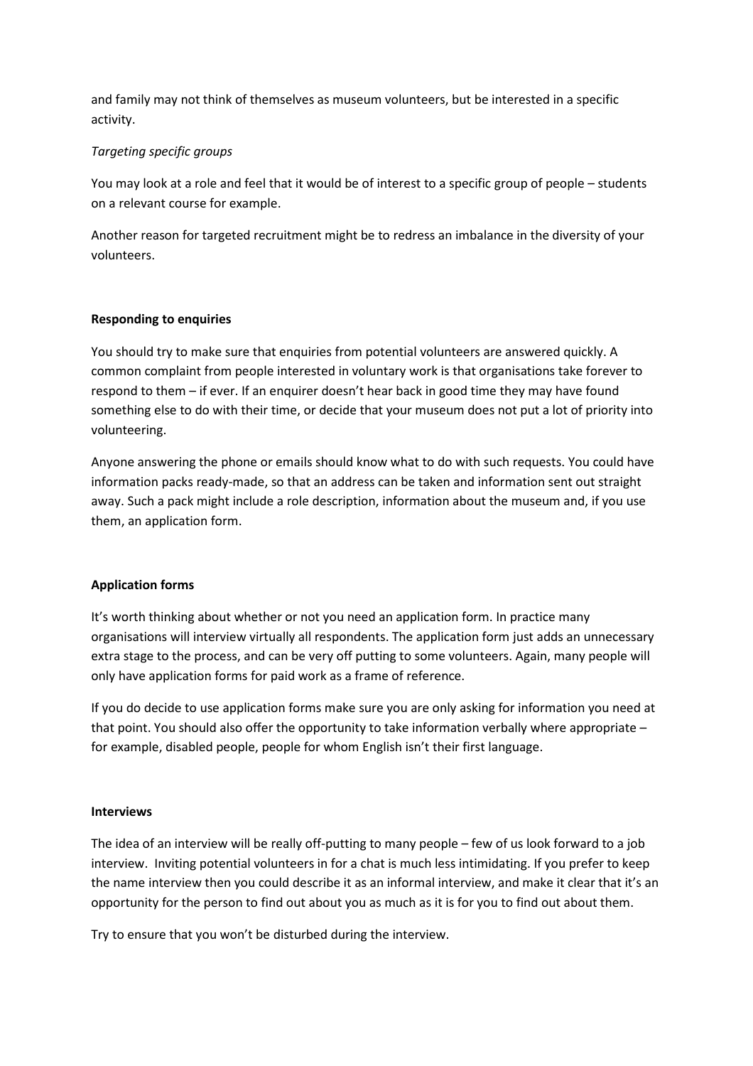and family may not think of themselves as museum volunteers, but be interested in a specific activity.

*Targeting specific groups*

You may look at a role and feel that it would be of interest to a specific group of people – students on a relevant course for example.

Another reason for targeted recruitment might be to redress an imbalance in the diversity of your volunteers.

**Responding to enquiries**

You should try to make sure that enquiries from potential volunteers are answered quickly. A common complaint from people interested in voluntary work is that organisations take forever to respond to them – if ever. If an enquirer doesn't hear back in good time they may have found something else to do with their time, or decide that your museum does not put a lot of priority into volunteering.

Anyone answering the phone or emails should know what to do with such requests. You could have information packs ready-made, so that an address can be taken and information sent out straight away. Such a pack might include a role description, information about the museum and, if you use them, an application form.

**Application forms**

It's worth thinking about whether or not you need an application form. In practice many organisations will interview virtually all respondents. The application form just adds an unnecessary extra stage to the process, and can be very off putting to some volunteers. Again, many people will only have application forms for paid work as a frame of reference.

If you do decide to use application forms make sure you are only asking for information you need at that point. You should also offer the opportunity to take information verbally where appropriate – for example, disabled people, people for whom English isn't their first language.

**Interviews**

The idea of an interview will be really off-putting to many people – few of us look forward to a job interview. Inviting potential volunteers in for a chat is much less intimidating. If you prefer to keep the name interview then you could describe it as an informal interview, and make it clear that it's an opportunity for the person to find out about you as much as it is for you to find out about them.

Try to ensure that you won't be disturbed during the interview.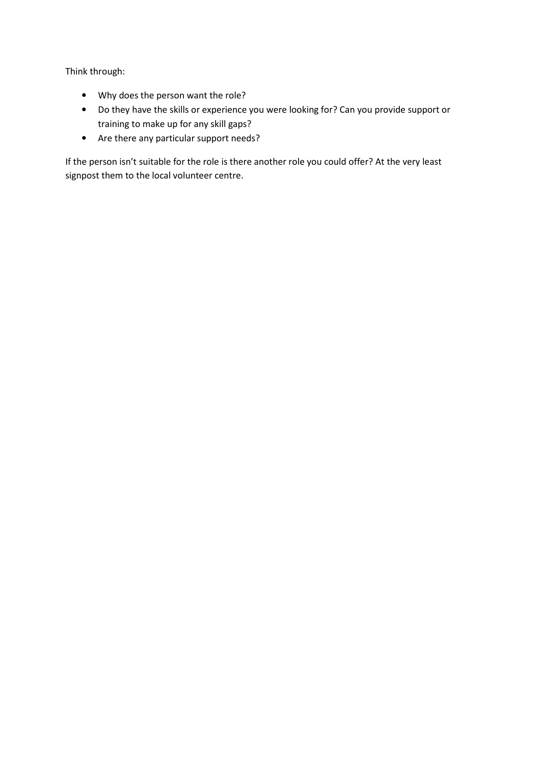Think through:

- Why does the person want the role?
- Do they have the skills or experience you were looking for? Can you provide support or training to make up for any skill gaps?
- Are there any particular support needs?

If the person isn't suitable for the role is there another role you could offer? At the very least signpost them to the local volunteer centre.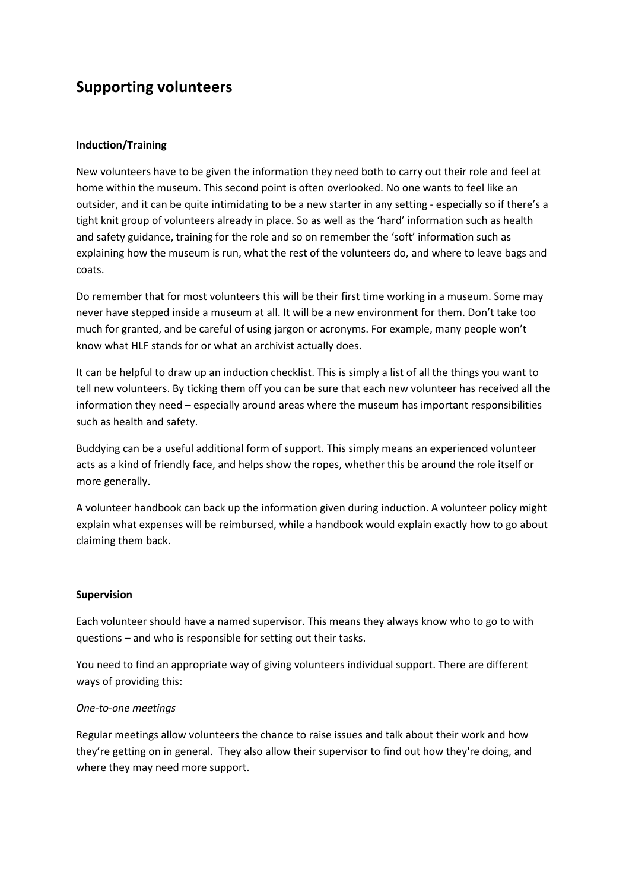# Supporting volunteers

### Induction/Training

New volunteers have to be given the information they need both to carry out their role and feel at home within the museum. This second point is often overlooked. No one wants to feel like an outsider, and it can be quite intimidating to be a new starter in any setting - especially so if there's a tight knit group of volunteers already in place. So as well as the 'hard' information such as health and safety guidance, training for the role and so on remember the 'soft' information such as explaining how the museum is run, what the rest of the volunteers do, and where to leave bags and coats.

Do remember that for most volunteers this will be their first time working in a museum. Some may never have stepped inside a museum at all. It will be a new environment for them. Don't take too much for granted, and be careful of using jargon or acronyms. For example, many people won't know what HLF stands for or what an archivist actually does.

It can be helpful to draw up an induction checklist. This is simply a list of all the things you want to tell new volunteers. By ticking them off you can be sure that each new volunteer has received all the information they need – especially around areas where the museum has important responsibilities such as health and safety.

Buddying can be a useful additional form of support. This simply means an experienced volunteer acts as a kind of friendly face, and helps show the ropes, whether this be around the role itself or more generally.

A volunteer handbook can back up the information given during induction. A volunteer policy might explain what expenses will be reimbursed, while a handbook would explain exactly how to go about claiming them back.

### Supervision

Each volunteer should have a named supervisor. This means they always know who to go to with questions – and who is responsible for setting out their tasks.

You need to find an appropriate way of giving volunteers individual support. There are different ways of providing this:

*One-to-one meetings*

Regular meetings allow volunteers the chance to raise issues and talk about their work and how they're getting on in general. They also allow their supervisor to find out how they're doing, and where they may need more support.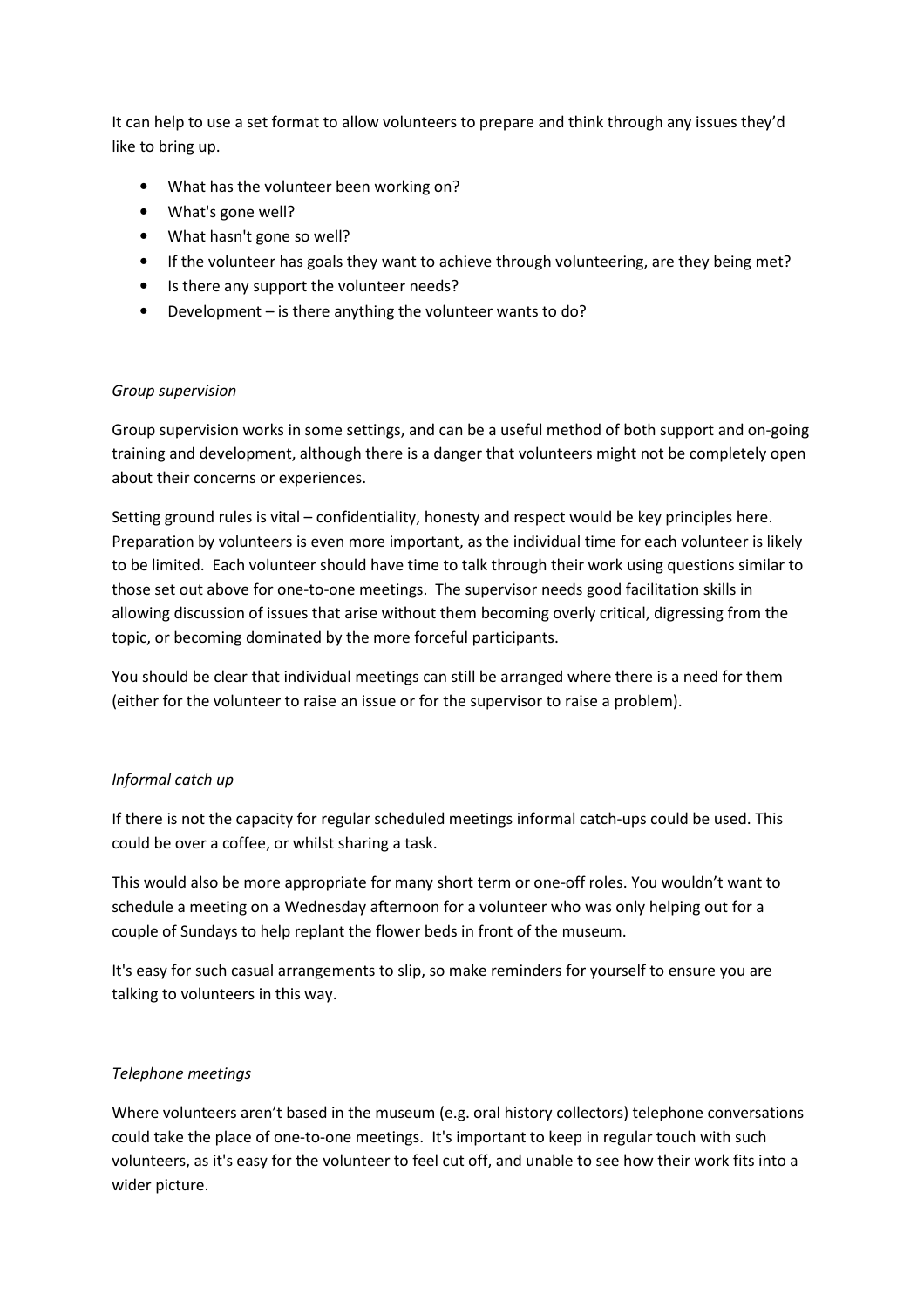It can help to use a set format to allow volunteers to prepare and think through any issues they'd like to bring up.

- What has the volunteer been working on?
- What's gone well?
- What hasn't gone so well?
- If the volunteer has goals they want to achieve through volunteering, are they being met?
- Is there any support the volunteer needs?
- Development – is there anything the volunteer wants to do?

*Group supervision*

Group supervision works in some settings, and can be a useful method of both support and on-going training and development, although there is a danger that volunteers might not be completely open about their concerns or experiences.

Setting ground rules is vital – confidentiality, honesty and respect would be key principles here. Preparation by volunteers is even more important, as the individual time for each volunteer is likely to be limited. Each volunteer should have time to talk through their work using questions similar to those set out above for one-to-one meetings. The supervisor needs good facilitation skills in allowing discussion of issues that arise without them becoming overly critical, digressing from the topic, or becoming dominated by the more forceful participants.

You should be clear that individual meetings can still be arranged where there is a need for them (either for the volunteer to raise an issue or for the supervisor to raise a problem).

*Informal catch up*

If there is not the capacity for regular scheduled meetings informal catch-ups could be used. This could be over a coffee, or whilst sharing a task.

This would also be more appropriate for many short term or one-off roles. You wouldn't want to schedule a meeting on a Wednesday afternoon for a volunteer who was only helping out for a couple of Sundays to help replant the flower beds in front of the museum.

It's easy for such casual arrangements to slip, so make reminders for yourself to ensure you are talking to volunteers in this way.

*Telephone meetings*

Where volunteers aren't based in the museum (e.g. oral history collectors) telephone conversations could take the place of one-to-one meetings. It's important to keep in regular touch with such volunteers, as it's easy for the volunteer to feel cut off, and unable to see how their work fits into a wider picture.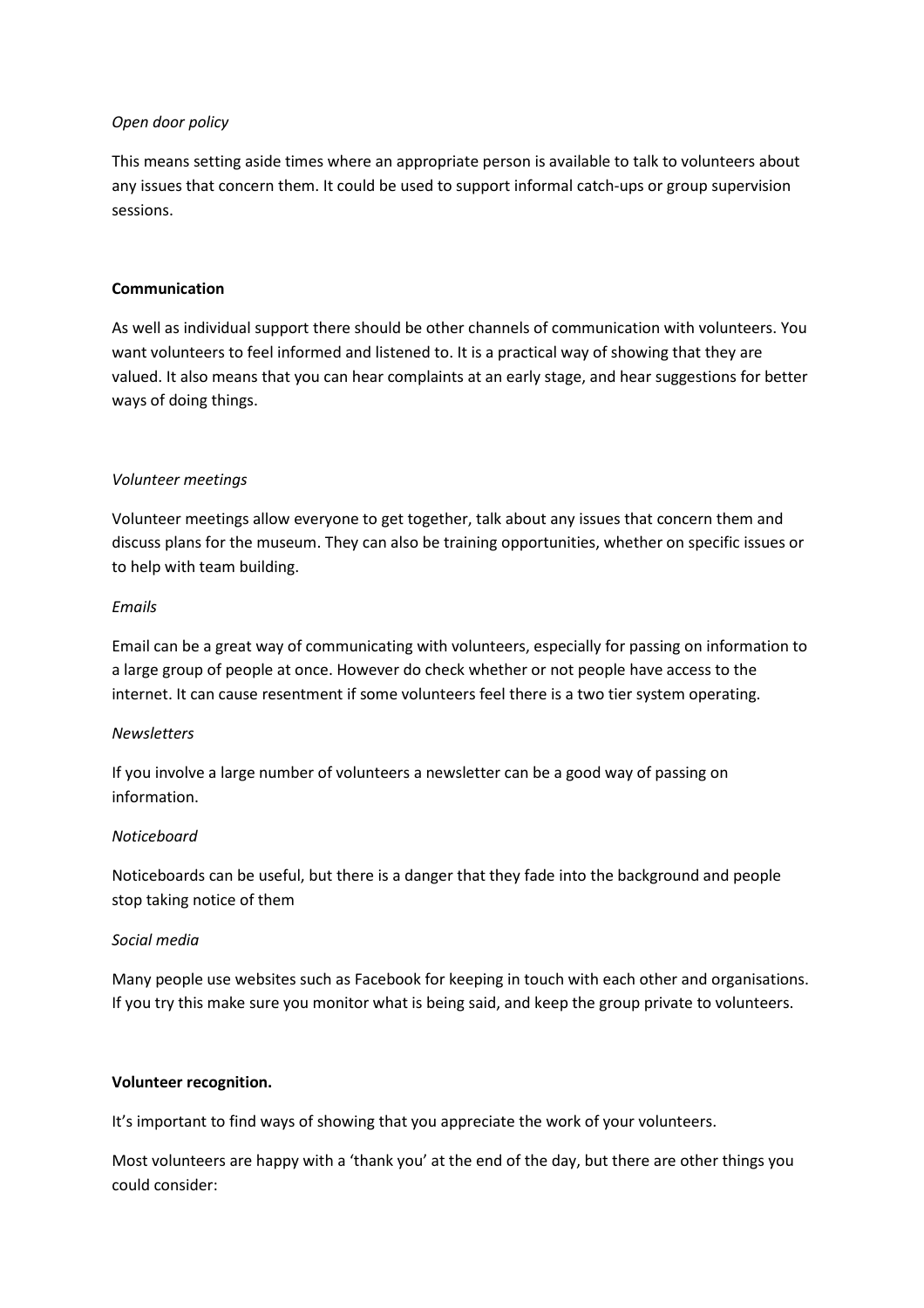*Open door policy*

This means setting aside times where an appropriate person is available to talk to volunteers about any issues that concern them. It could be used to support informal catch-ups or group supervision sessions.

**Communication**

As well as individual support there should be other channels of communication with volunteers. You want volunteers to feel informed and listened to. It is a practical way of showing that they are valued. It also means that you can hear complaints at an early stage, and hear suggestions for better ways of doing things.

*Volunteer meetings*

Volunteer meetings allow everyone to get together, talk about any issues that concern them and discuss plans for the museum. They can also be training opportunities, whether on specific issues or to help with team building.

*Emails*

Email can be a great way of communicating with volunteers, especially for passing on information to a large group of people at once. However do check whether or not people have access to the internet. It can cause resentment if some volunteers feel there is a two tier system operating.

*Newsletters*

If you involve a large number of volunteers a newsletter can be a good way of passing on information.

*Noticeboard*

Noticeboards can be useful, but there is a danger that they fade into the background and people stop taking notice of them

*Social media*

Many people use websites such as Facebook for keeping in touch with each other and organisations. If you try this make sure you monitor what is being said, and keep the group private to volunteers.

**Volunteer recognition.**

It's important to find ways of showing that you appreciate the work of your volunteers.

Most volunteers are happy with a 'thank you' at the end of the day, but there are other things you could consider: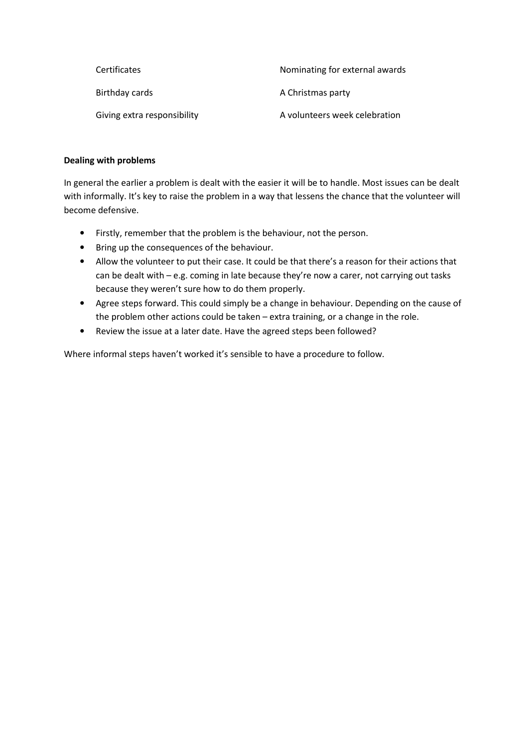| | |
|---|---|
| Certificates | Nominating for external awards |
| Birthday cards | A Christmas party |
| Giving extra responsibility | A volunteers week celebration |

**Dealing with problems**

In general the earlier a problem is dealt with the easier it will be to handle. Most issues can be dealt with informally. It's key to raise the problem in a way that lessens the chance that the volunteer will become defensive.

- Firstly, remember that the problem is the behaviour, not the person.
- Bring up the consequences of the behaviour.
- Allow the volunteer to put their case. It could be that there's a reason for their actions that can be dealt with – e.g. coming in late because they're now a carer, not carrying out tasks because they weren't sure how to do them properly.
- Agree steps forward. This could simply be a change in behaviour. Depending on the cause of the problem other actions could be taken – extra training, or a change in the role.
- Review the issue at a later date. Have the agreed steps been followed?

Where informal steps haven't worked it's sensible to have a procedure to follow.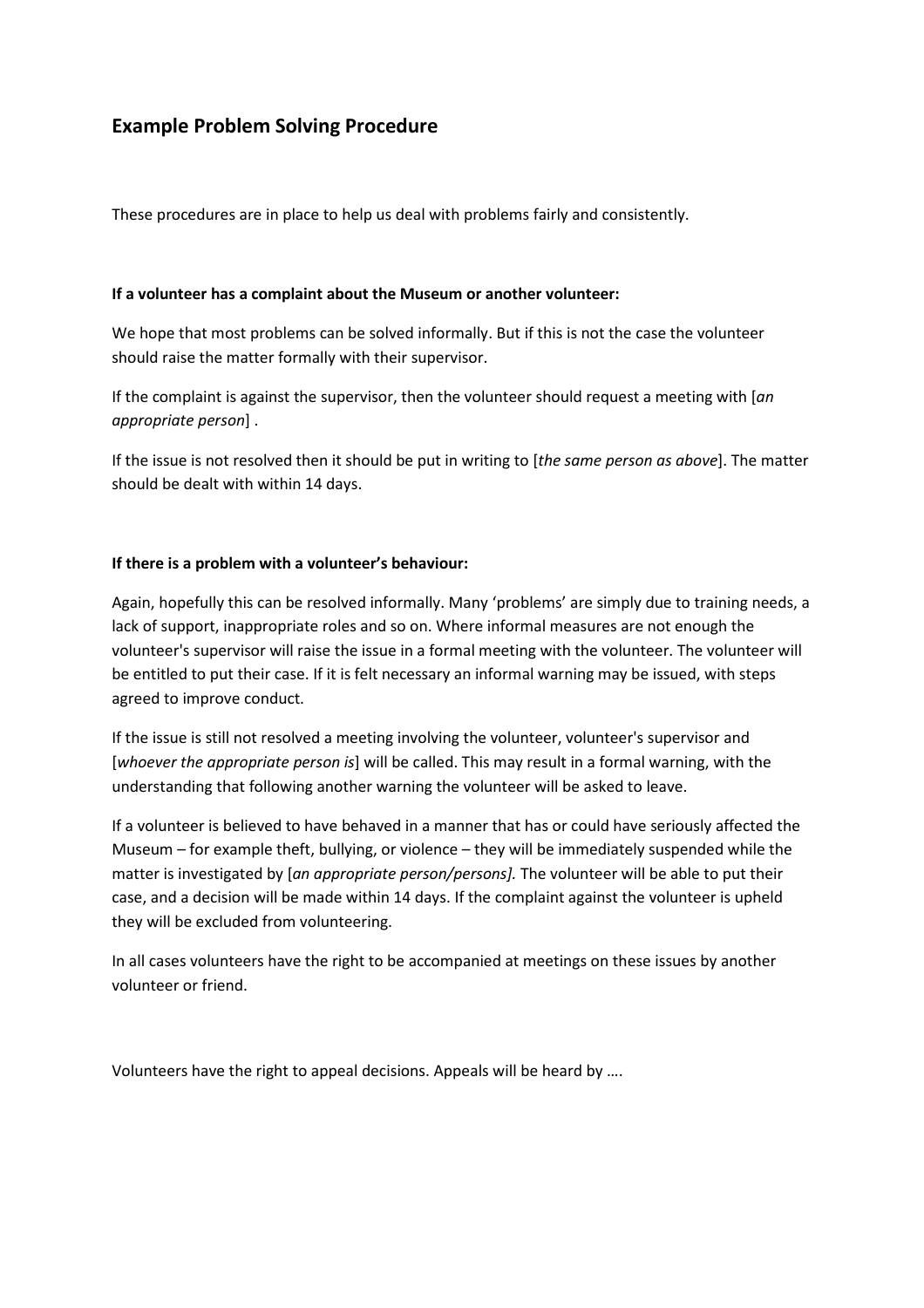## Example Problem Solving Procedure

These procedures are in place to help us deal with problems fairly and consistently.

**If a volunteer has a complaint about the Museum or another volunteer:**

We hope that most problems can be solved informally. But if this is not the case the volunteer should raise the matter formally with their supervisor.

If the complaint is against the supervisor, then the volunteer should request a meeting with [*an appropriate person*] .

If the issue is not resolved then it should be put in writing to [*the same person as above*]. The matter should be dealt with within 14 days.

**If there is a problem with a volunteer's behaviour:**

Again, hopefully this can be resolved informally. Many 'problems' are simply due to training needs, a lack of support, inappropriate roles and so on. Where informal measures are not enough the volunteer's supervisor will raise the issue in a formal meeting with the volunteer. The volunteer will be entitled to put their case. If it is felt necessary an informal warning may be issued, with steps agreed to improve conduct.

If the issue is still not resolved a meeting involving the volunteer, volunteer's supervisor and [*whoever the appropriate person is*] will be called. This may result in a formal warning, with the understanding that following another warning the volunteer will be asked to leave.

If a volunteer is believed to have behaved in a manner that has or could have seriously affected the Museum – for example theft, bullying, or violence – they will be immediately suspended while the matter is investigated by [*an appropriate person/persons].* The volunteer will be able to put their case, and a decision will be made within 14 days. If the complaint against the volunteer is upheld they will be excluded from volunteering.

In all cases volunteers have the right to be accompanied at meetings on these issues by another volunteer or friend.

Volunteers have the right to appeal decisions. Appeals will be heard by ….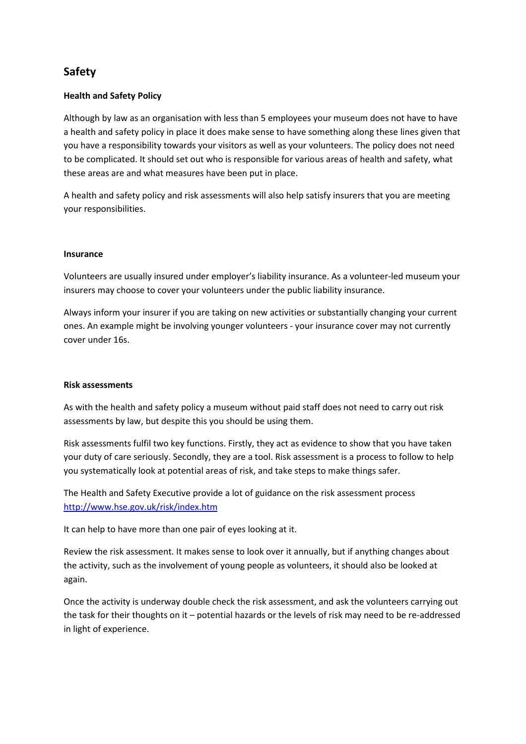## Safety

### Health and Safety Policy

Although by law as an organisation with less than 5 employees your museum does not have to have a health and safety policy in place it does make sense to have something along these lines given that you have a responsibility towards your visitors as well as your volunteers. The policy does not need to be complicated. It should set out who is responsible for various areas of health and safety, what these areas are and what measures have been put in place.

A health and safety policy and risk assessments will also help satisfy insurers that you are meeting your responsibilities.

### Insurance

Volunteers are usually insured under employer's liability insurance. As a volunteer-led museum your insurers may choose to cover your volunteers under the public liability insurance.

Always inform your insurer if you are taking on new activities or substantially changing your current ones. An example might be involving younger volunteers - your insurance cover may not currently cover under 16s.

### Risk assessments

As with the health and safety policy a museum without paid staff does not need to carry out risk assessments by law, but despite this you should be using them.

Risk assessments fulfil two key functions. Firstly, they act as evidence to show that you have taken your duty of care seriously. Secondly, they are a tool. Risk assessment is a process to follow to help you systematically look at potential areas of risk, and take steps to make things safer.

The Health and Safety Executive provide a lot of guidance on the risk assessment process http://www.hse.gov.uk/risk/index.htm

It can help to have more than one pair of eyes looking at it.

Review the risk assessment. It makes sense to look over it annually, but if anything changes about the activity, such as the involvement of young people as volunteers, it should also be looked at again.

Once the activity is underway double check the risk assessment, and ask the volunteers carrying out the task for their thoughts on it – potential hazards or the levels of risk may need to be re-addressed in light of experience.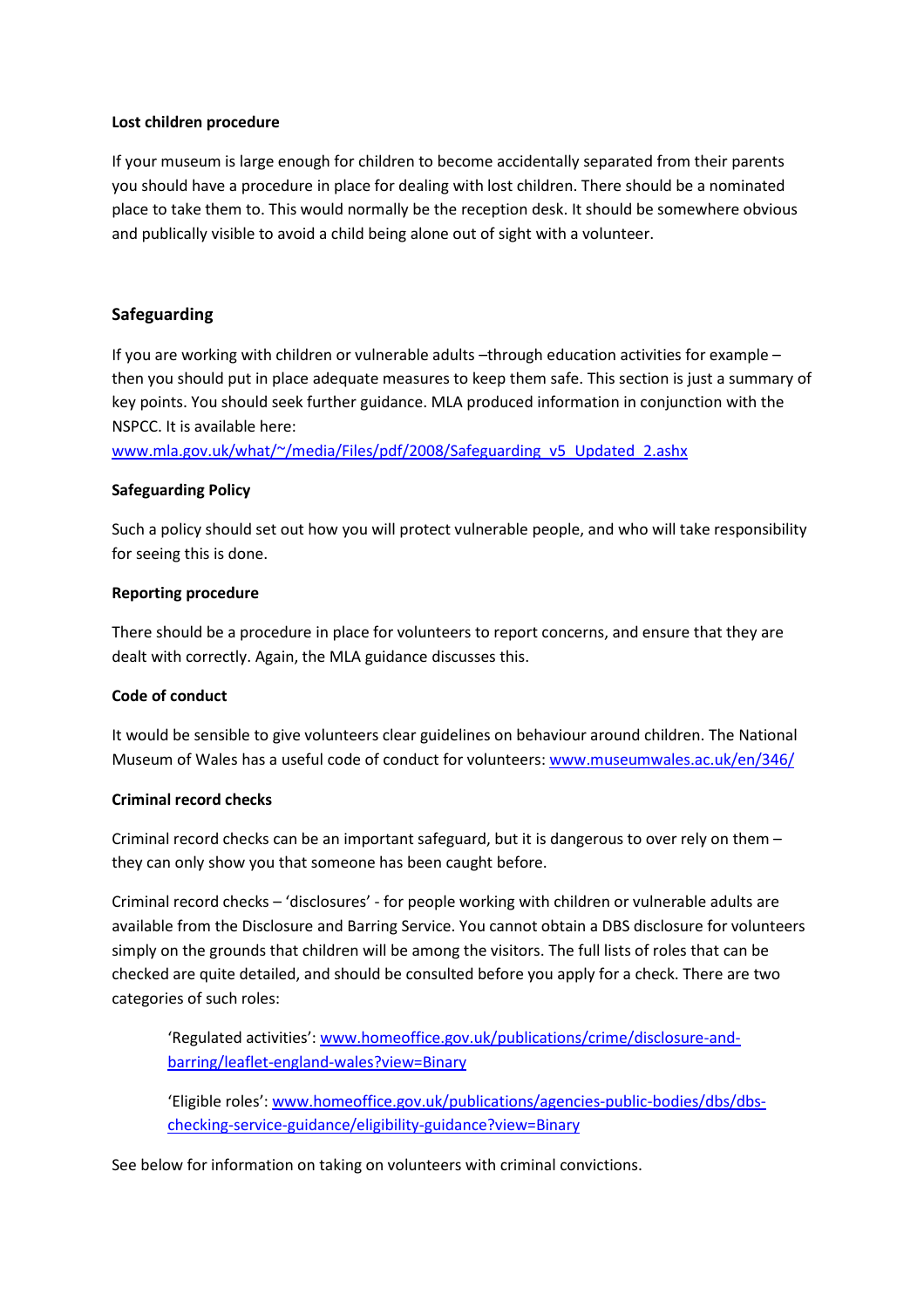**Lost children procedure**

If your museum is large enough for children to become accidentally separated from their parents you should have a procedure in place for dealing with lost children. There should be a nominated place to take them to. This would normally be the reception desk. It should be somewhere obvious and publically visible to avoid a child being alone out of sight with a volunteer.

## Safeguarding

If you are working with children or vulnerable adults –through education activities for example – then you should put in place adequate measures to keep them safe. This section is just a summary of key points. You should seek further guidance. MLA produced information in conjunction with the NSPCC. It is available here:
www.mla.gov.uk/what/~/media/Files/pdf/2008/Safeguarding_v5_Updated_2.ashx

**Safeguarding Policy**

Such a policy should set out how you will protect vulnerable people, and who will take responsibility for seeing this is done.

**Reporting procedure**

There should be a procedure in place for volunteers to report concerns, and ensure that they are dealt with correctly. Again, the MLA guidance discusses this.

**Code of conduct**

It would be sensible to give volunteers clear guidelines on behaviour around children. The National Museum of Wales has a useful code of conduct for volunteers: www.museumwales.ac.uk/en/346/

**Criminal record checks**

Criminal record checks can be an important safeguard, but it is dangerous to over rely on them – they can only show you that someone has been caught before.

Criminal record checks – 'disclosures' - for people working with children or vulnerable adults are available from the Disclosure and Barring Service. You cannot obtain a DBS disclosure for volunteers simply on the grounds that children will be among the visitors. The full lists of roles that can be checked are quite detailed, and should be consulted before you apply for a check. There are two categories of such roles:

> 'Regulated activities': www.homeoffice.gov.uk/publications/crime/disclosure-and-barring/leaflet-england-wales?view=Binary
>
> 'Eligible roles': www.homeoffice.gov.uk/publications/agencies-public-bodies/dbs/dbs-checking-service-guidance/eligibility-guidance?view=Binary

See below for information on taking on volunteers with criminal convictions.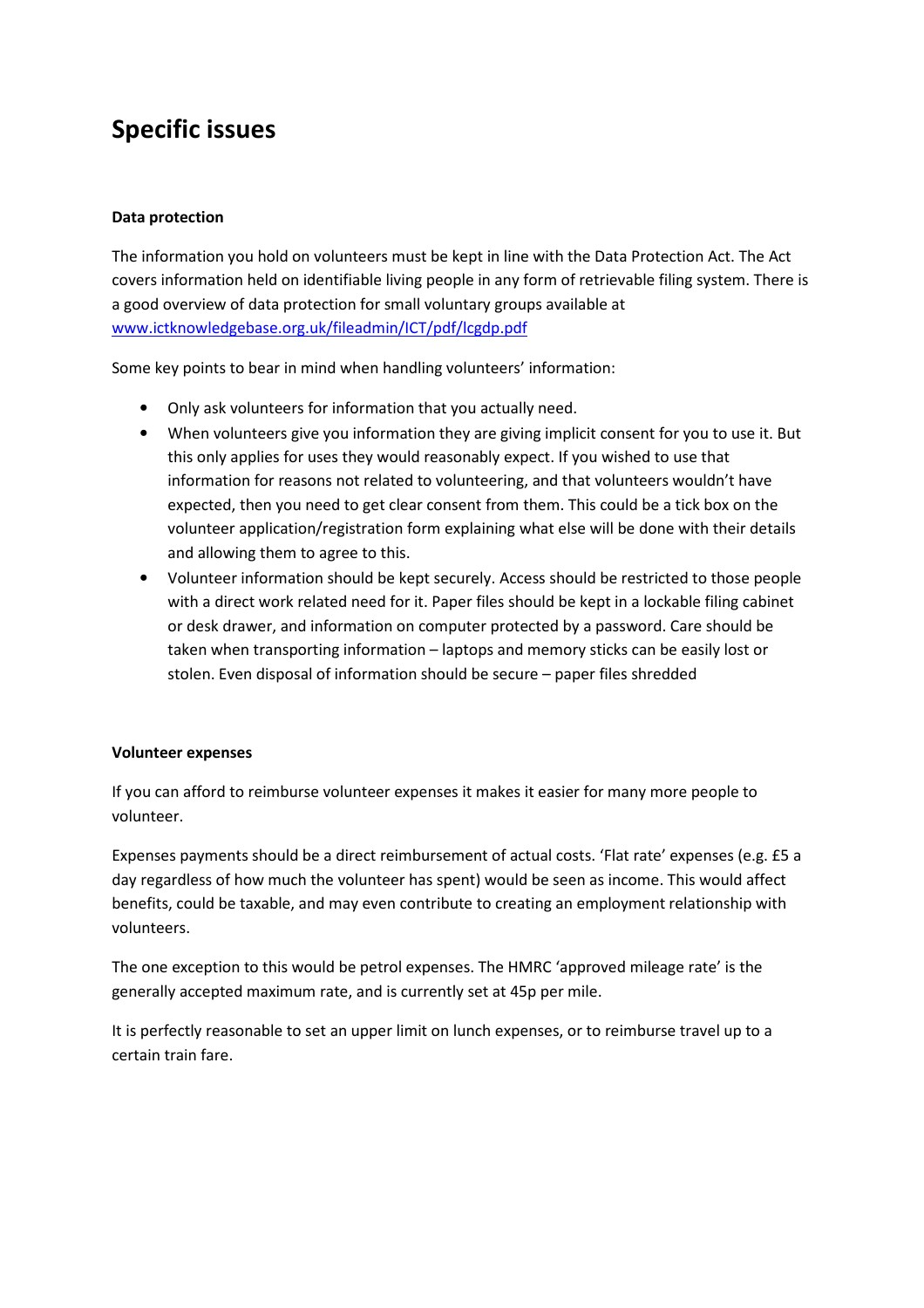# Specific issues

### Data protection

The information you hold on volunteers must be kept in line with the Data Protection Act. The Act covers information held on identifiable living people in any form of retrievable filing system. There is a good overview of data protection for small voluntary groups available at [www.ictknowledgebase.org.uk/fileadmin/ICT/pdf/lcgdp.pdf](http://www.ictknowledgebase.org.uk/fileadmin/ICT/pdf/lcgdp.pdf)

Some key points to bear in mind when handling volunteers' information:

- Only ask volunteers for information that you actually need.
- When volunteers give you information they are giving implicit consent for you to use it. But this only applies for uses they would reasonably expect. If you wished to use that information for reasons not related to volunteering, and that volunteers wouldn't have expected, then you need to get clear consent from them. This could be a tick box on the volunteer application/registration form explaining what else will be done with their details and allowing them to agree to this.
- Volunteer information should be kept securely. Access should be restricted to those people with a direct work related need for it. Paper files should be kept in a lockable filing cabinet or desk drawer, and information on computer protected by a password. Care should be taken when transporting information – laptops and memory sticks can be easily lost or stolen. Even disposal of information should be secure – paper files shredded

### Volunteer expenses

If you can afford to reimburse volunteer expenses it makes it easier for many more people to volunteer.

Expenses payments should be a direct reimbursement of actual costs. 'Flat rate' expenses (e.g. £5 a day regardless of how much the volunteer has spent) would be seen as income. This would affect benefits, could be taxable, and may even contribute to creating an employment relationship with volunteers.

The one exception to this would be petrol expenses. The HMRC 'approved mileage rate' is the generally accepted maximum rate, and is currently set at 45p per mile.

It is perfectly reasonable to set an upper limit on lunch expenses, or to reimburse travel up to a certain train fare.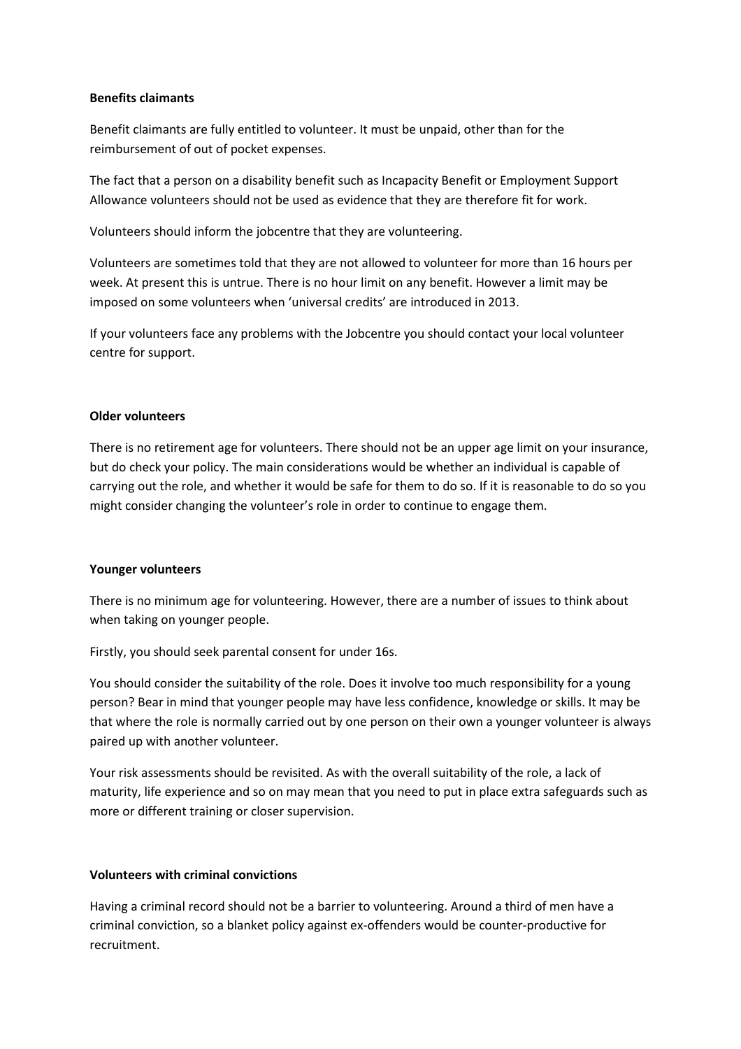**Benefits claimants**

Benefit claimants are fully entitled to volunteer. It must be unpaid, other than for the reimbursement of out of pocket expenses.

The fact that a person on a disability benefit such as Incapacity Benefit or Employment Support Allowance volunteers should not be used as evidence that they are therefore fit for work.

Volunteers should inform the jobcentre that they are volunteering.

Volunteers are sometimes told that they are not allowed to volunteer for more than 16 hours per week. At present this is untrue. There is no hour limit on any benefit. However a limit may be imposed on some volunteers when 'universal credits' are introduced in 2013.

If your volunteers face any problems with the Jobcentre you should contact your local volunteer centre for support.

**Older volunteers**

There is no retirement age for volunteers. There should not be an upper age limit on your insurance, but do check your policy. The main considerations would be whether an individual is capable of carrying out the role, and whether it would be safe for them to do so. If it is reasonable to do so you might consider changing the volunteer's role in order to continue to engage them.

**Younger volunteers**

There is no minimum age for volunteering. However, there are a number of issues to think about when taking on younger people.

Firstly, you should seek parental consent for under 16s.

You should consider the suitability of the role. Does it involve too much responsibility for a young person? Bear in mind that younger people may have less confidence, knowledge or skills. It may be that where the role is normally carried out by one person on their own a younger volunteer is always paired up with another volunteer.

Your risk assessments should be revisited. As with the overall suitability of the role, a lack of maturity, life experience and so on may mean that you need to put in place extra safeguards such as more or different training or closer supervision.

**Volunteers with criminal convictions**

Having a criminal record should not be a barrier to volunteering. Around a third of men have a criminal conviction, so a blanket policy against ex-offenders would be counter-productive for recruitment.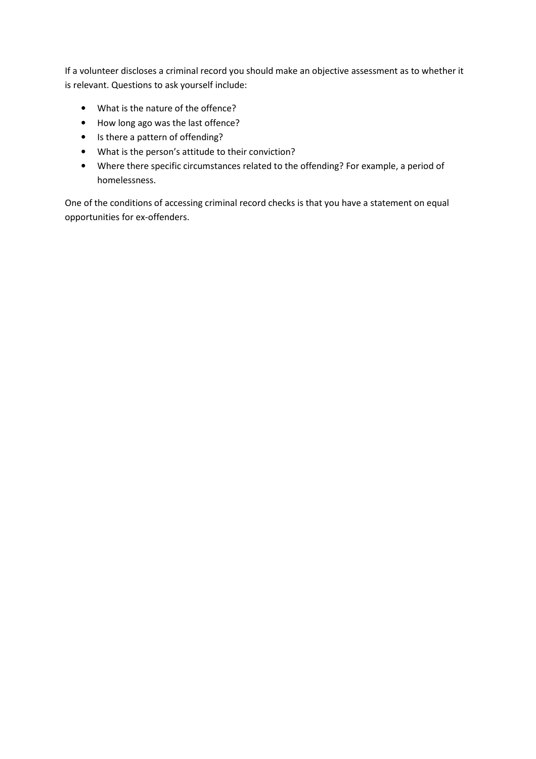If a volunteer discloses a criminal record you should make an objective assessment as to whether it is relevant. Questions to ask yourself include:

- What is the nature of the offence?
- How long ago was the last offence?
- Is there a pattern of offending?
- What is the person's attitude to their conviction?
- Where there specific circumstances related to the offending? For example, a period of homelessness.

One of the conditions of accessing criminal record checks is that you have a statement on equal opportunities for ex-offenders.